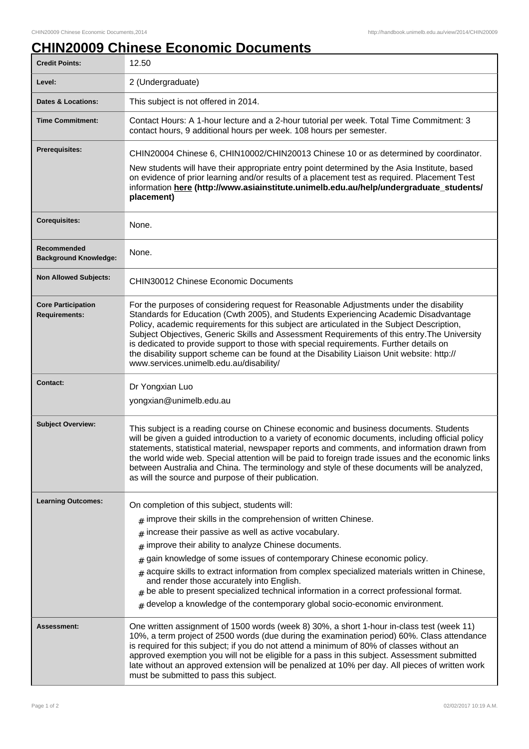# CHIN20009 Chinese Economic Documents

| | |
|---|---|
| **Credit Points:** | 12.50 |
| **Level:** | 2 (Undergraduate) |
| **Dates & Locations:** | This subject is not offered in 2014. |
| **Time Commitment:** | Contact Hours: A 1-hour lecture and a 2-hour tutorial per week. Total Time Commitment: 3 contact hours, 9 additional hours per week. 108 hours per semester. |
| **Prerequisites:** | CHIN20004 Chinese 6, CHIN10002/CHIN20013 Chinese 10 or as determined by coordinator.<br><br>New students will have their appropriate entry point determined by the Asia Institute, based on evidence of prior learning and/or results of a placement test as required. Placement Test information **here (http://www.asiainstitute.unimelb.edu.au/help/undergraduate_students/placement)** |
| **Corequisites:** | None. |
| **Recommended Background Knowledge:** | None. |
| **Non Allowed Subjects:** | CHIN30012 Chinese Economic Documents |
| **Core Participation Requirements:** | For the purposes of considering request for Reasonable Adjustments under the disability Standards for Education (Cwth 2005), and Students Experiencing Academic Disadvantage Policy, academic requirements for this subject are articulated in the Subject Description, Subject Objectives, Generic Skills and Assessment Requirements of this entry.The University is dedicated to provide support to those with special requirements. Further details on the disability support scheme can be found at the Disability Liaison Unit website: http://www.services.unimelb.edu.au/disability/ |
| **Contact:** | Dr Yongxian Luo<br><br>yongxian@unimelb.edu.au |
| **Subject Overview:** | This subject is a reading course on Chinese economic and business documents. Students will be given a guided introduction to a variety of economic documents, including official policy statements, statistical material, newspaper reports and comments, and information drawn from the world wide web. Special attention will be paid to foreign trade issues and the economic links between Australia and China. The terminology and style of these documents will be analyzed, as will the source and purpose of their publication. |
| **Learning Outcomes:** | On completion of this subject, students will:<br><br># improve their skills in the comprehension of written Chinese.<br># increase their passive as well as active vocabulary.<br># improve their ability to analyze Chinese documents.<br># gain knowledge of some issues of contemporary Chinese economic policy.<br># acquire skills to extract information from complex specialized materials written in Chinese, and render those accurately into English.<br># be able to present specialized technical information in a correct professional format.<br># develop a knowledge of the contemporary global socio-economic environment. |
| **Assessment:** | One written assignment of 1500 words (week 8) 30%, a short 1-hour in-class test (week 11) 10%, a term project of 2500 words (due during the examination period) 60%. Class attendance is required for this subject; if you do not attend a minimum of 80% of classes without an approved exemption you will not be eligible for a pass in this subject. Assessment submitted late without an approved extension will be penalized at 10% per day. All pieces of written work must be submitted to pass this subject. |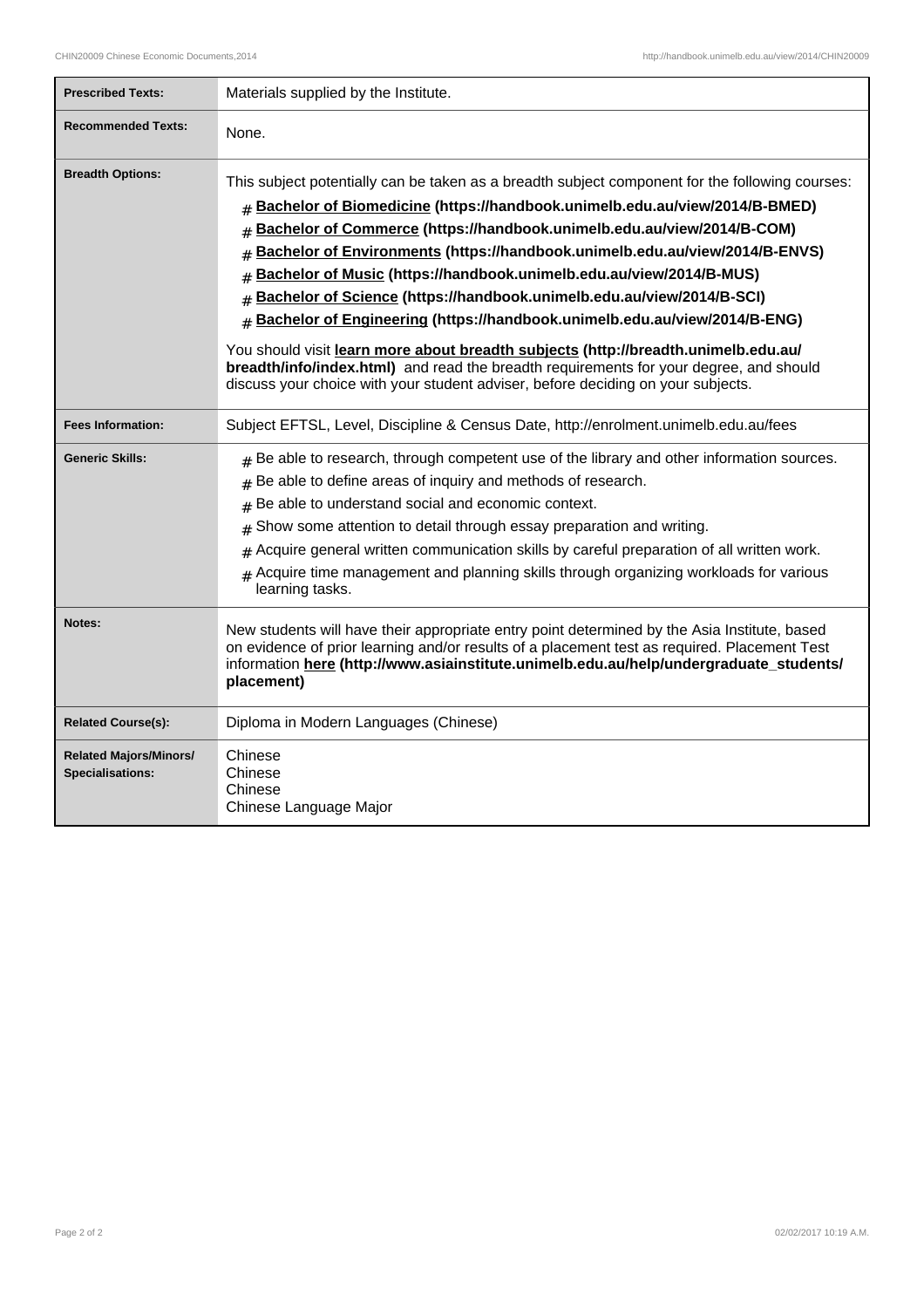| | |
|---|---|
| **Prescribed Texts:** | Materials supplied by the Institute. |
| **Recommended Texts:** | None. |
| **Breadth Options:** | This subject potentially can be taken as a breadth subject component for the following courses:<br># **Bachelor of Biomedicine (https://handbook.unimelb.edu.au/view/2014/B-BMED)**<br># **Bachelor of Commerce (https://handbook.unimelb.edu.au/view/2014/B-COM)**<br># **Bachelor of Environments (https://handbook.unimelb.edu.au/view/2014/B-ENVS)**<br># **Bachelor of Music (https://handbook.unimelb.edu.au/view/2014/B-MUS)**<br># **Bachelor of Science (https://handbook.unimelb.edu.au/view/2014/B-SCI)**<br># **Bachelor of Engineering (https://handbook.unimelb.edu.au/view/2014/B-ENG)**<br>You should visit **learn more about breadth subjects (http://breadth.unimelb.edu.au/breadth/info/index.html)** and read the breadth requirements for your degree, and should discuss your choice with your student adviser, before deciding on your subjects. |
| **Fees Information:** | Subject EFTSL, Level, Discipline & Census Date, http://enrolment.unimelb.edu.au/fees |
| **Generic Skills:** | # Be able to research, through competent use of the library and other information sources.<br># Be able to define areas of inquiry and methods of research.<br># Be able to understand social and economic context.<br># Show some attention to detail through essay preparation and writing.<br># Acquire general written communication skills by careful preparation of all written work.<br># Acquire time management and planning skills through organizing workloads for various learning tasks. |
| **Notes:** | New students will have their appropriate entry point determined by the Asia Institute, based on evidence of prior learning and/or results of a placement test as required. Placement Test information **here (http://www.asiainstitute.unimelb.edu.au/help/undergraduate_students/placement)** |
| **Related Course(s):** | Diploma in Modern Languages (Chinese) |
| **Related Majors/Minors/ Specialisations:** | Chinese<br>Chinese<br>Chinese<br>Chinese Language Major |